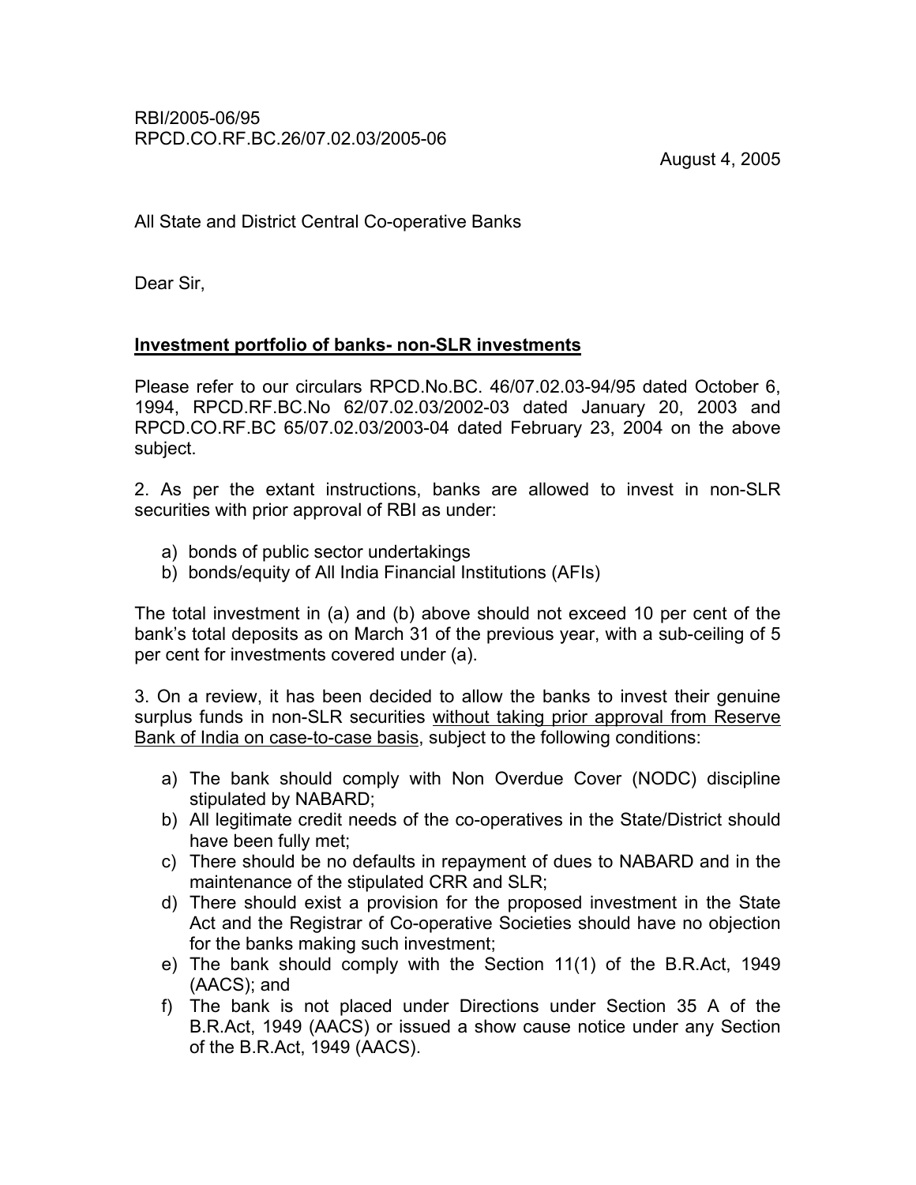RBI/2005-06/95
RPCD.CO.RF.BC.26/07.02.03/2005-06

August 4, 2005

All State and District Central Co-operative Banks

Dear Sir,

**<u>Investment portfolio of banks- non-SLR investments</u>**

Please refer to our circulars RPCD.No.BC. 46/07.02.03-94/95 dated October 6, 1994, RPCD.RF.BC.No 62/07.02.03/2002-03 dated January 20, 2003 and RPCD.CO.RF.BC 65/07.02.03/2003-04 dated February 23, 2004 on the above subject.

2. As per the extant instructions, banks are allowed to invest in non-SLR securities with prior approval of RBI as under:

a) bonds of public sector undertakings
b) bonds/equity of All India Financial Institutions (AFIs)

The total investment in (a) and (b) above should not exceed 10 per cent of the bank's total deposits as on March 31 of the previous year, with a sub-ceiling of 5 per cent for investments covered under (a).

3. On a review, it has been decided to allow the banks to invest their genuine surplus funds in non-SLR securities <u>without taking prior approval from Reserve Bank of India on case-to-case basis</u>, subject to the following conditions:

a) The bank should comply with Non Overdue Cover (NODC) discipline stipulated by NABARD;
b) All legitimate credit needs of the co-operatives in the State/District should have been fully met;
c) There should be no defaults in repayment of dues to NABARD and in the maintenance of the stipulated CRR and SLR;
d) There should exist a provision for the proposed investment in the State Act and the Registrar of Co-operative Societies should have no objection for the banks making such investment;
e) The bank should comply with the Section 11(1) of the B.R.Act, 1949 (AACS); and
f) The bank is not placed under Directions under Section 35 A of the B.R.Act, 1949 (AACS) or issued a show cause notice under any Section of the B.R.Act, 1949 (AACS).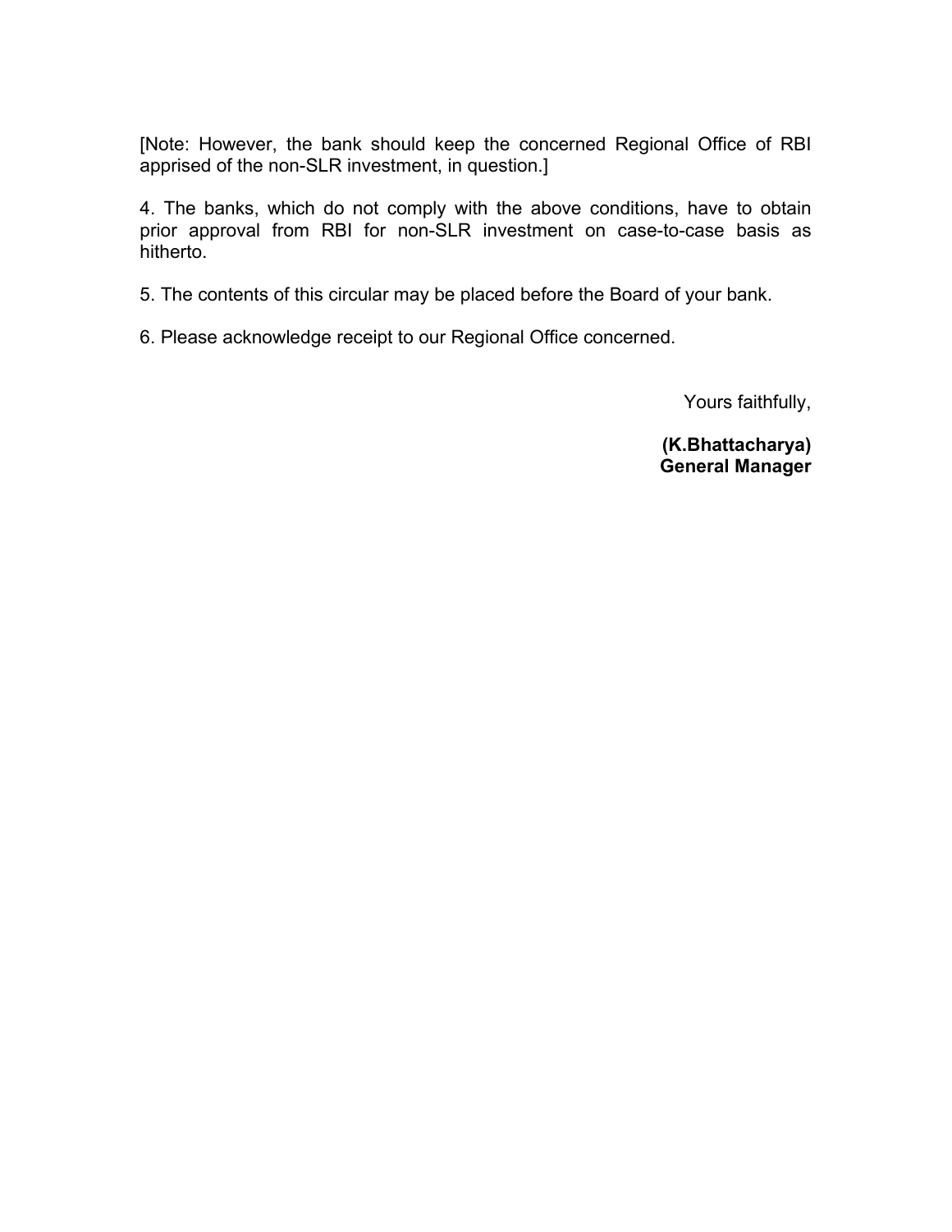[Note: However, the bank should keep the concerned Regional Office of RBI apprised of the non-SLR investment, in question.]

4. The banks, which do not comply with the above conditions, have to obtain prior approval from RBI for non-SLR investment on case-to-case basis as hitherto.

5. The contents of this circular may be placed before the Board of your bank.

6. Please acknowledge receipt to our Regional Office concerned.

Yours faithfully,

**(K.Bhattacharya)**
**General Manager**